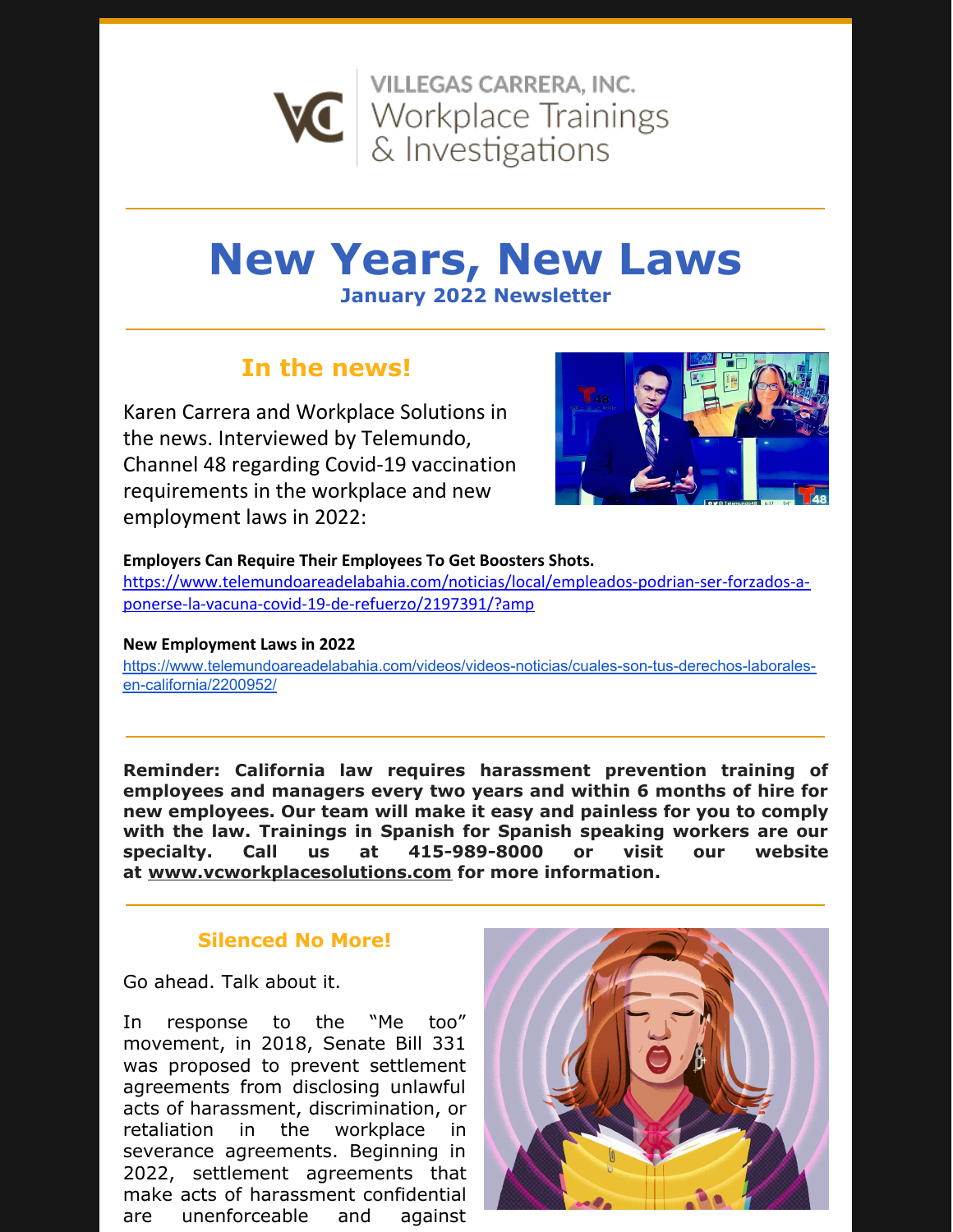VILLEGAS CARRERA, INC.
Workplace Trainings & Investigations

# New Years, New Laws

### January 2022 Newsletter

## In the news!

Karen Carrera and Workplace Solutions in the news. Interviewed by Telemundo, Channel 48 regarding Covid-19 vaccination requirements in the workplace and new employment laws in 2022:

**Employers Can Require Their Employees To Get Boosters Shots.**
https://www.telemundoareadelabahia.com/noticias/local/empleados-podrian-ser-forzados-a-ponerse-la-vacuna-covid-19-de-refuerzo/2197391/?amp

**New Employment Laws in 2022**
https://www.telemundoareadelabahia.com/videos/videos-noticias/cuales-son-tus-derechos-laborales-en-california/2200952/

**Reminder: California law requires harassment prevention training of employees and managers every two years and within 6 months of hire for new employees. Our team will make it easy and painless for you to comply with the law. Trainings in Spanish for Spanish speaking workers are our specialty. Call us at 415-989-8000 or visit our website at www.vcworkplacesolutions.com for more information.**

## Silenced No More!

Go ahead. Talk about it.

In response to the "Me too" movement, in 2018, Senate Bill 331 was proposed to prevent settlement agreements from disclosing unlawful acts of harassment, discrimination, or retaliation in the workplace in severance agreements. Beginning in 2022, settlement agreements that make acts of harassment confidential are unenforceable and against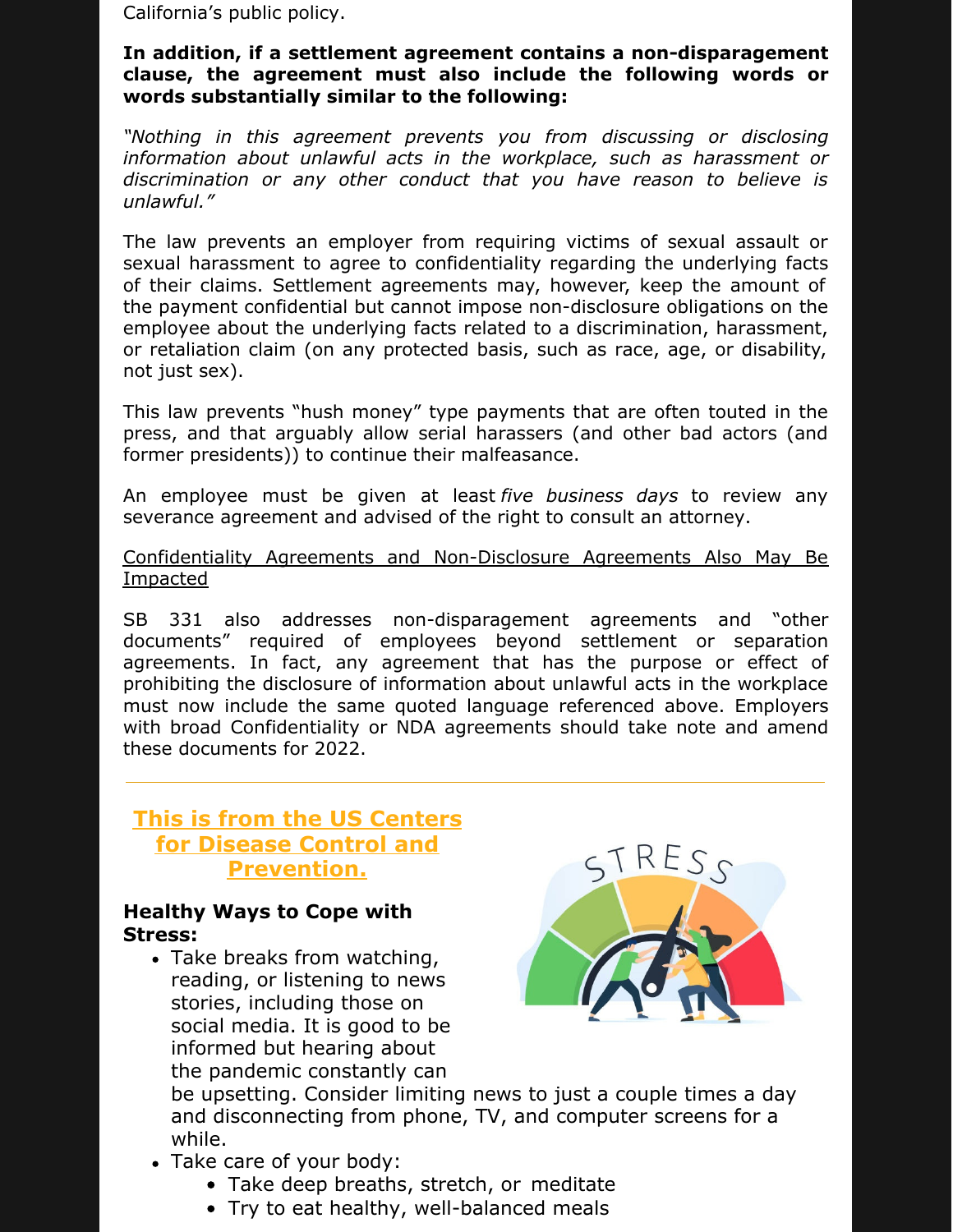California's public policy.

**In addition, if a settlement agreement contains a non-disparagement clause, the agreement must also include the following words or words substantially similar to the following:**

*"Nothing in this agreement prevents you from discussing or disclosing information about unlawful acts in the workplace, such as harassment or discrimination or any other conduct that you have reason to believe is unlawful."*

The law prevents an employer from requiring victims of sexual assault or sexual harassment to agree to confidentiality regarding the underlying facts of their claims. Settlement agreements may, however, keep the amount of the payment confidential but cannot impose non-disclosure obligations on the employee about the underlying facts related to a discrimination, harassment, or retaliation claim (on any protected basis, such as race, age, or disability, not just sex).

This law prevents "hush money" type payments that are often touted in the press, and that arguably allow serial harassers (and other bad actors (and former presidents)) to continue their malfeasance.

An employee must be given at least *five business days* to review any severance agreement and advised of the right to consult an attorney.

Confidentiality Agreements and Non-Disclosure Agreements Also May Be Impacted

SB 331 also addresses non-disparagement agreements and "other documents" required of employees beyond settlement or separation agreements. In fact, any agreement that has the purpose or effect of prohibiting the disclosure of information about unlawful acts in the workplace must now include the same quoted language referenced above. Employers with broad Confidentiality or NDA agreements should take note and amend these documents for 2022.

---

## This is from the US Centers for Disease Control and Prevention.

**Healthy Ways to Cope with Stress:**

- Take breaks from watching, reading, or listening to news stories, including those on social media. It is good to be informed but hearing about the pandemic constantly can be upsetting. Consider limiting news to just a couple times a day and disconnecting from phone, TV, and computer screens for a while.
- Take care of your body:
    - Take deep breaths, stretch, or meditate
    - Try to eat healthy, well-balanced meals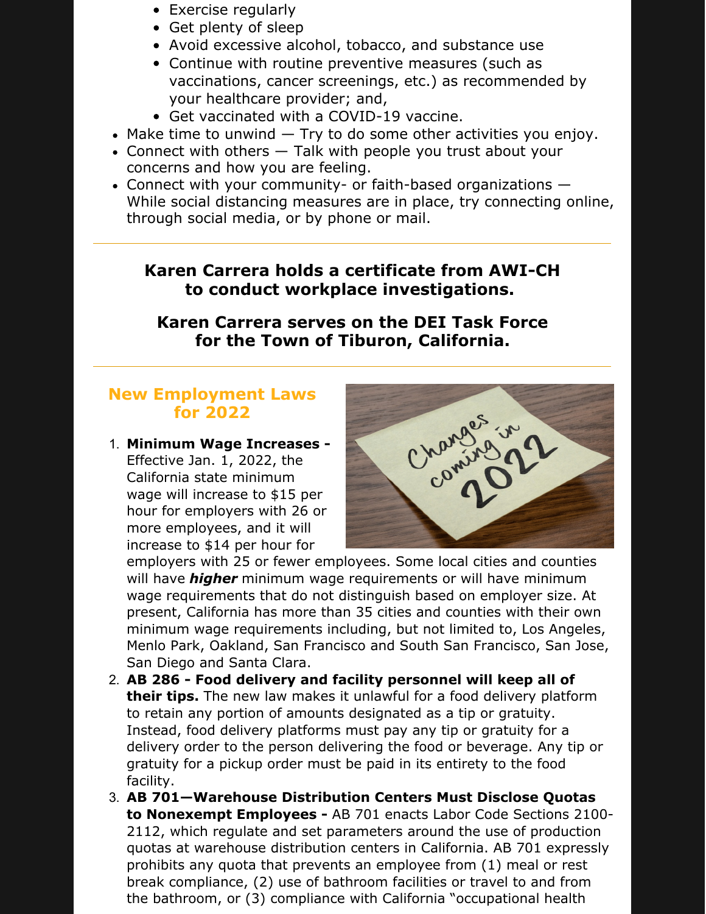- Exercise regularly
  - Get plenty of sleep
  - Avoid excessive alcohol, tobacco, and substance use
  - Continue with routine preventive measures (such as vaccinations, cancer screenings, etc.) as recommended by your healthcare provider; and,
  - Get vaccinated with a COVID-19 vaccine.
- Make time to unwind — Try to do some other activities you enjoy.
- Connect with others — Talk with people you trust about your concerns and how you are feeling.
- Connect with your community- or faith-based organizations — While social distancing measures are in place, try connecting online, through social media, or by phone or mail.

---

**Karen Carrera holds a certificate from AWI-CH to conduct workplace investigations.**

**Karen Carrera serves on the DEI Task Force for the Town of Tiburon, California.**

---

## New Employment Laws for 2022

1. **Minimum Wage Increases -** Effective Jan. 1, 2022, the California state minimum wage will increase to $15 per hour for employers with 26 or more employees, and it will increase to $14 per hour for employers with 25 or fewer employees. Some local cities and counties will have ***higher*** minimum wage requirements or will have minimum wage requirements that do not distinguish based on employer size. At present, California has more than 35 cities and counties with their own minimum wage requirements including, but not limited to, Los Angeles, Menlo Park, Oakland, San Francisco and South San Francisco, San Jose, San Diego and Santa Clara.
2. **AB 286 - Food delivery and facility personnel will keep all of their tips.** The new law makes it unlawful for a food delivery platform to retain any portion of amounts designated as a tip or gratuity. Instead, food delivery platforms must pay any tip or gratuity for a delivery order to the person delivering the food or beverage. Any tip or gratuity for a pickup order must be paid in its entirety to the food facility.
3. **AB 701—Warehouse Distribution Centers Must Disclose Quotas to Nonexempt Employees -** AB 701 enacts Labor Code Sections 2100-2112, which regulate and set parameters around the use of production quotas at warehouse distribution centers in California. AB 701 expressly prohibits any quota that prevents an employee from (1) meal or rest break compliance, (2) use of bathroom facilities or travel to and from the bathroom, or (3) compliance with California "occupational health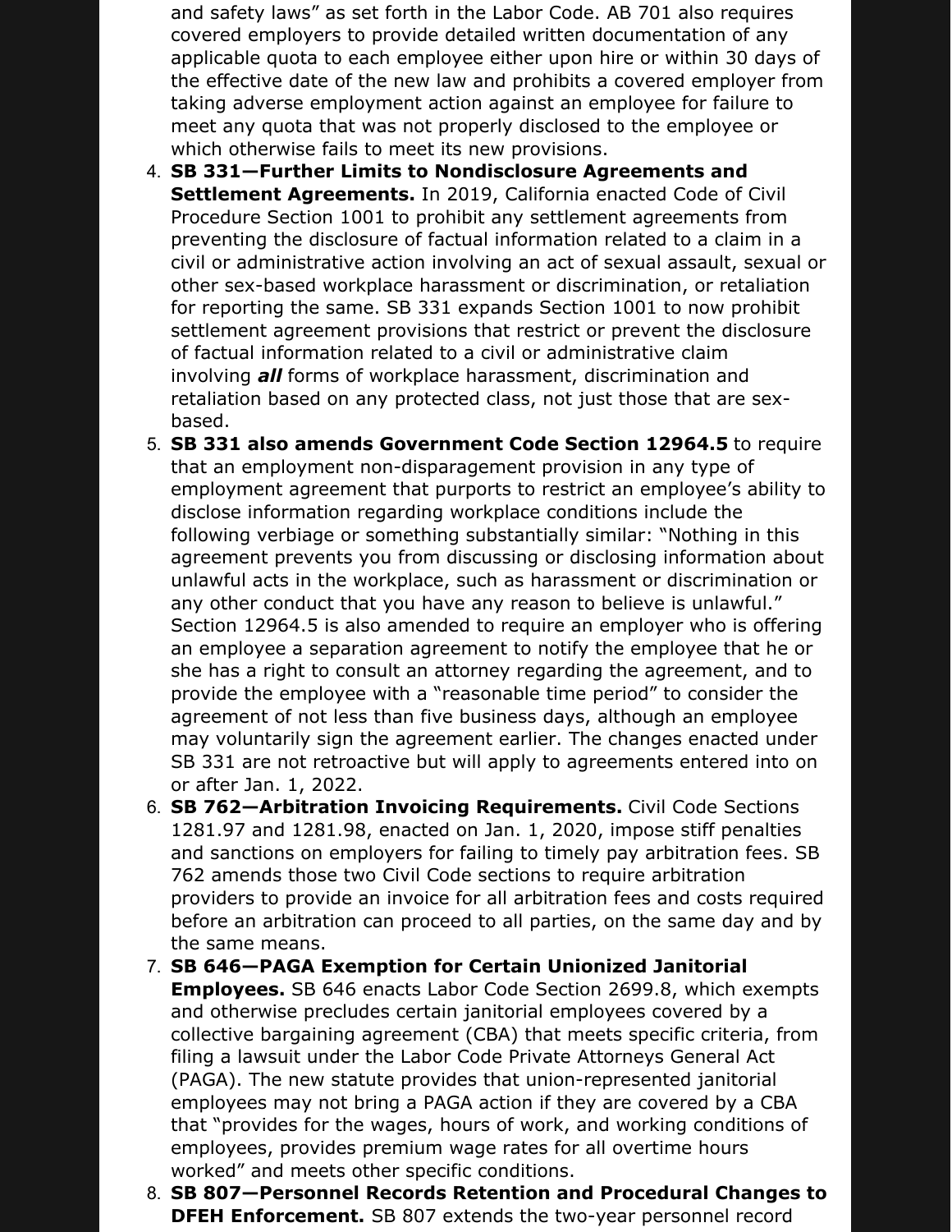and safety laws” as set forth in the Labor Code. AB 701 also requires covered employers to provide detailed written documentation of any applicable quota to each employee either upon hire or within 30 days of the effective date of the new law and prohibits a covered employer from taking adverse employment action against an employee for failure to meet any quota that was not properly disclosed to the employee or which otherwise fails to meet its new provisions.

4. **SB 331—Further Limits to Nondisclosure Agreements and Settlement Agreements.** In 2019, California enacted Code of Civil Procedure Section 1001 to prohibit any settlement agreements from preventing the disclosure of factual information related to a claim in a civil or administrative action involving an act of sexual assault, sexual or other sex-based workplace harassment or discrimination, or retaliation for reporting the same. SB 331 expands Section 1001 to now prohibit settlement agreement provisions that restrict or prevent the disclosure of factual information related to a civil or administrative claim involving ***all*** forms of workplace harassment, discrimination and retaliation based on any protected class, not just those that are sex-based.
5. **SB 331 also amends Government Code Section 12964.5** to require that an employment non-disparagement provision in any type of employment agreement that purports to restrict an employee’s ability to disclose information regarding workplace conditions include the following verbiage or something substantially similar: “Nothing in this agreement prevents you from discussing or disclosing information about unlawful acts in the workplace, such as harassment or discrimination or any other conduct that you have any reason to believe is unlawful.” Section 12964.5 is also amended to require an employer who is offering an employee a separation agreement to notify the employee that he or she has a right to consult an attorney regarding the agreement, and to provide the employee with a “reasonable time period” to consider the agreement of not less than five business days, although an employee may voluntarily sign the agreement earlier. The changes enacted under SB 331 are not retroactive but will apply to agreements entered into on or after Jan. 1, 2022.
6. **SB 762—Arbitration Invoicing Requirements.** Civil Code Sections 1281.97 and 1281.98, enacted on Jan. 1, 2020, impose stiff penalties and sanctions on employers for failing to timely pay arbitration fees. SB 762 amends those two Civil Code sections to require arbitration providers to provide an invoice for all arbitration fees and costs required before an arbitration can proceed to all parties, on the same day and by the same means.
7. **SB 646—PAGA Exemption for Certain Unionized Janitorial Employees.** SB 646 enacts Labor Code Section 2699.8, which exempts and otherwise precludes certain janitorial employees covered by a collective bargaining agreement (CBA) that meets specific criteria, from filing a lawsuit under the Labor Code Private Attorneys General Act (PAGA). The new statute provides that union-represented janitorial employees may not bring a PAGA action if they are covered by a CBA that “provides for the wages, hours of work, and working conditions of employees, provides premium wage rates for all overtime hours worked” and meets other specific conditions.
8. **SB 807—Personnel Records Retention and Procedural Changes to DFEH Enforcement.** SB 807 extends the two-year personnel record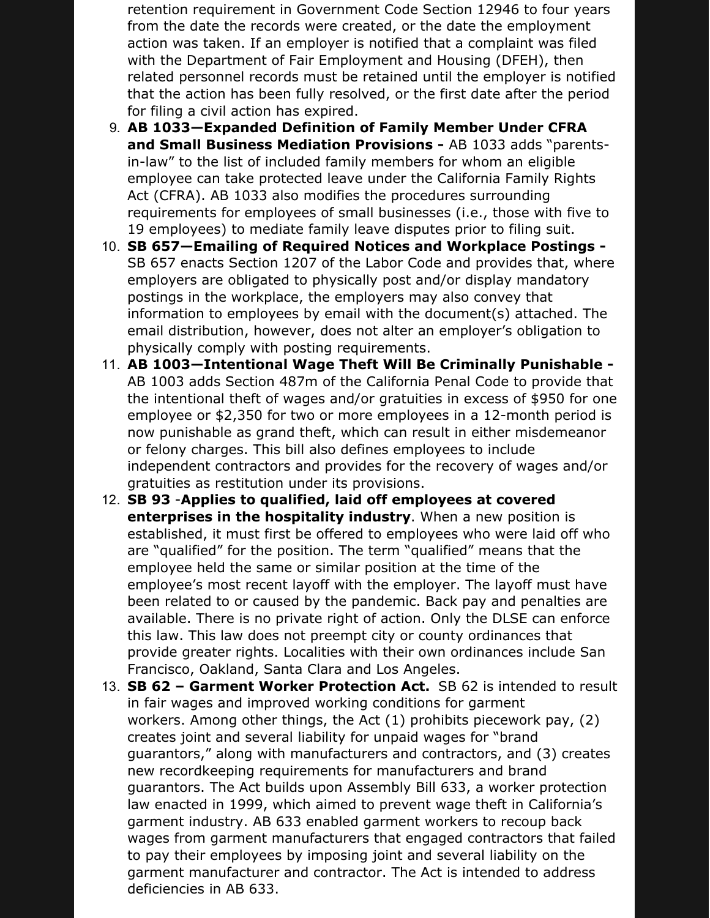retention requirement in Government Code Section 12946 to four years from the date the records were created, or the date the employment action was taken. If an employer is notified that a complaint was filed with the Department of Fair Employment and Housing (DFEH), then related personnel records must be retained until the employer is notified that the action has been fully resolved, or the first date after the period for filing a civil action has expired.

9. **AB 1033—Expanded Definition of Family Member Under CFRA and Small Business Mediation Provisions -** AB 1033 adds "parents-in-law" to the list of included family members for whom an eligible employee can take protected leave under the California Family Rights Act (CFRA). AB 1033 also modifies the procedures surrounding requirements for employees of small businesses (i.e., those with five to 19 employees) to mediate family leave disputes prior to filing suit.
10. **SB 657—Emailing of Required Notices and Workplace Postings -** SB 657 enacts Section 1207 of the Labor Code and provides that, where employers are obligated to physically post and/or display mandatory postings in the workplace, the employers may also convey that information to employees by email with the document(s) attached. The email distribution, however, does not alter an employer's obligation to physically comply with posting requirements.
11. **AB 1003—Intentional Wage Theft Will Be Criminally Punishable -** AB 1003 adds Section 487m of the California Penal Code to provide that the intentional theft of wages and/or gratuities in excess of $950 for one employee or $2,350 for two or more employees in a 12-month period is now punishable as grand theft, which can result in either misdemeanor or felony charges. This bill also defines employees to include independent contractors and provides for the recovery of wages and/or gratuities as restitution under its provisions.
12. **SB 93** -**Applies to qualified, laid off employees at covered enterprises in the hospitality industry**. When a new position is established, it must first be offered to employees who were laid off who are "qualified" for the position. The term "qualified" means that the employee held the same or similar position at the time of the employee's most recent layoff with the employer. The layoff must have been related to or caused by the pandemic. Back pay and penalties are available. There is no private right of action. Only the DLSE can enforce this law. This law does not preempt city or county ordinances that provide greater rights. Localities with their own ordinances include San Francisco, Oakland, Santa Clara and Los Angeles.
13. **SB 62 – Garment Worker Protection Act.** SB 62 is intended to result in fair wages and improved working conditions for garment workers. Among other things, the Act (1) prohibits piecework pay, (2) creates joint and several liability for unpaid wages for "brand guarantors," along with manufacturers and contractors, and (3) creates new recordkeeping requirements for manufacturers and brand guarantors. The Act builds upon Assembly Bill 633, a worker protection law enacted in 1999, which aimed to prevent wage theft in California's garment industry. AB 633 enabled garment workers to recoup back wages from garment manufacturers that engaged contractors that failed to pay their employees by imposing joint and several liability on the garment manufacturer and contractor. The Act is intended to address deficiencies in AB 633.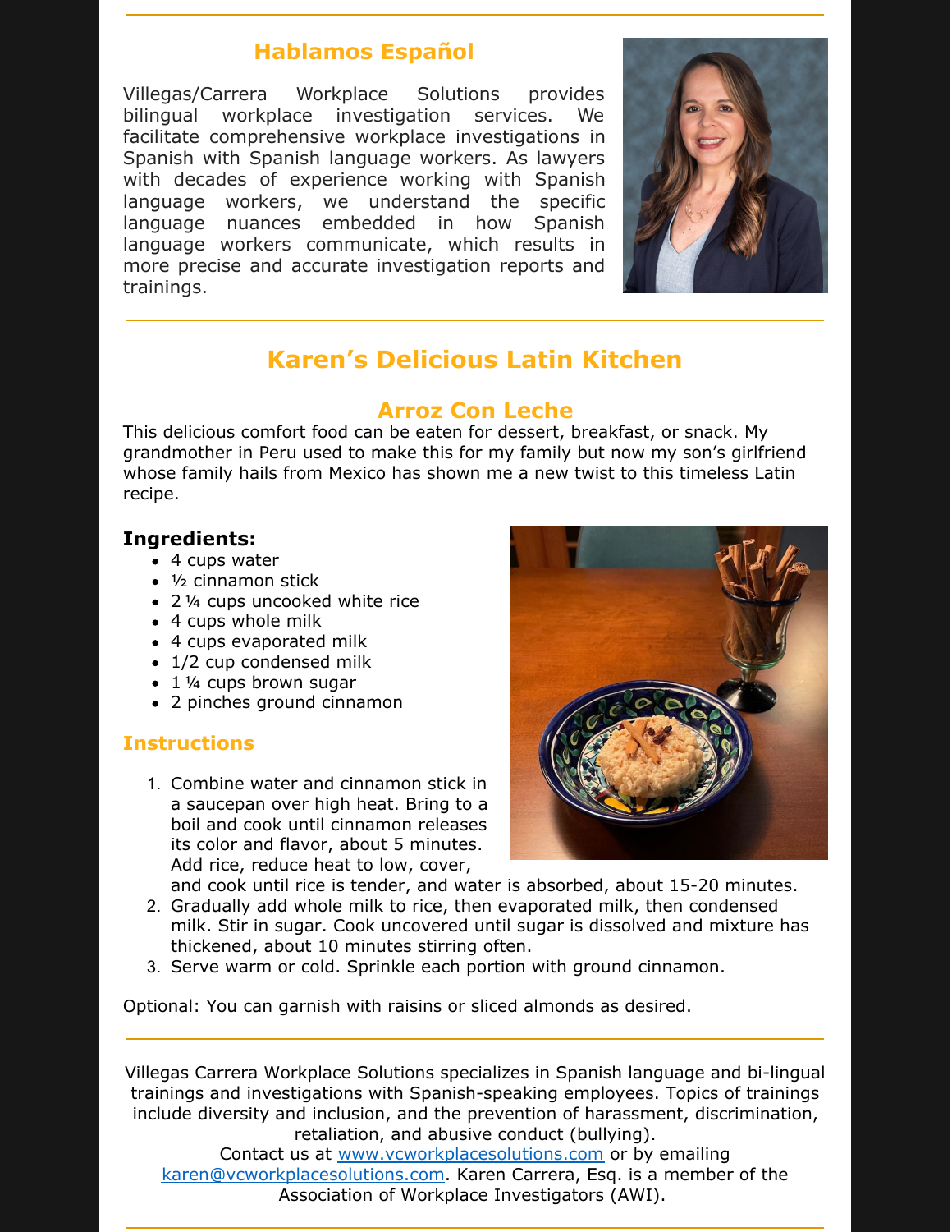## Hablamos Español

Villegas/Carrera Workplace Solutions provides bilingual workplace investigation services. We facilitate comprehensive workplace investigations in Spanish with Spanish language workers. As lawyers with decades of experience working with Spanish language workers, we understand the specific language nuances embedded in how Spanish language workers communicate, which results in more precise and accurate investigation reports and trainings.

## Karen's Delicious Latin Kitchen

### Arroz Con Leche

This delicious comfort food can be eaten for dessert, breakfast, or snack. My grandmother in Peru used to make this for my family but now my son's girlfriend whose family hails from Mexico has shown me a new twist to this timeless Latin recipe.

**Ingredients:**

- 4 cups water
- ½ cinnamon stick
- 2 ¼ cups uncooked white rice
- 4 cups whole milk
- 4 cups evaporated milk
- 1/2 cup condensed milk
- 1 ¼ cups brown sugar
- 2 pinches ground cinnamon

### Instructions

1. Combine water and cinnamon stick in a saucepan over high heat. Bring to a boil and cook until cinnamon releases its color and flavor, about 5 minutes. Add rice, reduce heat to low, cover, and cook until rice is tender, and water is absorbed, about 15-20 minutes.
2. Gradually add whole milk to rice, then evaporated milk, then condensed milk. Stir in sugar. Cook uncovered until sugar is dissolved and mixture has thickened, about 10 minutes stirring often.
3. Serve warm or cold. Sprinkle each portion with ground cinnamon.

Optional: You can garnish with raisins or sliced almonds as desired.

Villegas Carrera Workplace Solutions specializes in Spanish language and bi-lingual trainings and investigations with Spanish-speaking employees. Topics of trainings include diversity and inclusion, and the prevention of harassment, discrimination, retaliation, and abusive conduct (bullying).
Contact us at www.vcworkplacesolutions.com or by emailing karen@vcworkplacesolutions.com. Karen Carrera, Esq. is a member of the Association of Workplace Investigators (AWI).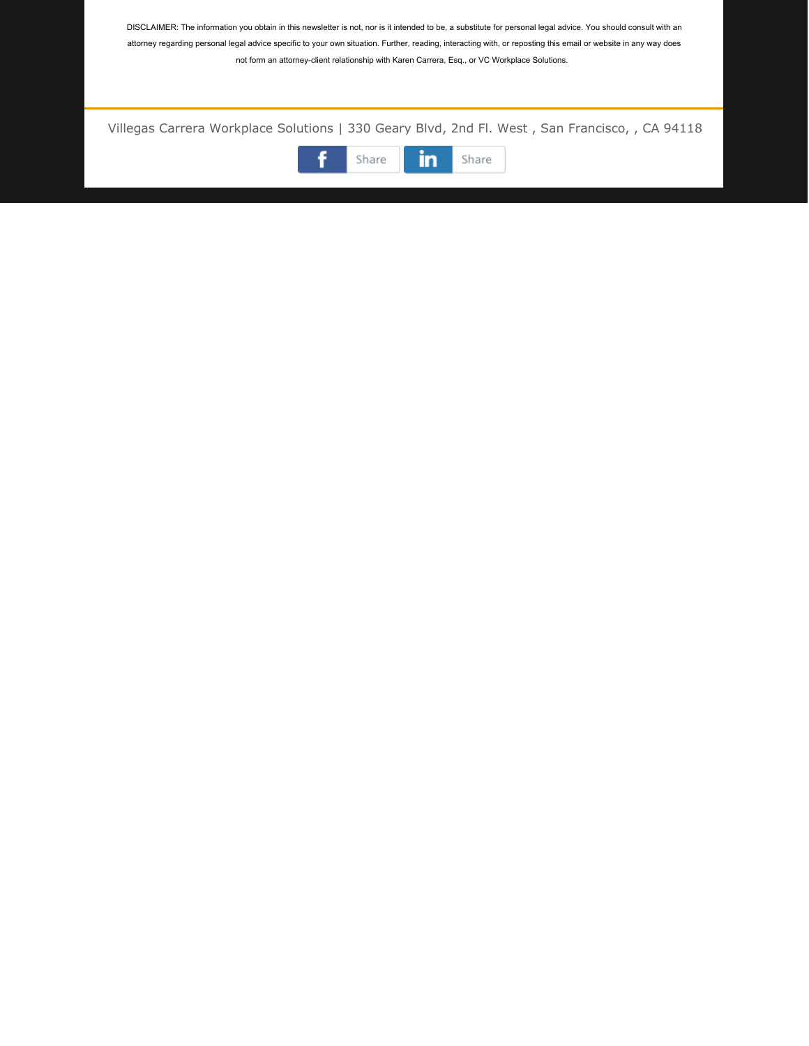DISCLAIMER: The information you obtain in this newsletter is not, nor is it intended to be, a substitute for personal legal advice. You should consult with an attorney regarding personal legal advice specific to your own situation. Further, reading, interacting with, or reposting this email or website in any way does not form an attorney-client relationship with Karen Carrera, Esq., or VC Workplace Solutions.

Villegas Carrera Workplace Solutions | 330 Geary Blvd, 2nd Fl. West , San Francisco, , CA 94118

Share Share